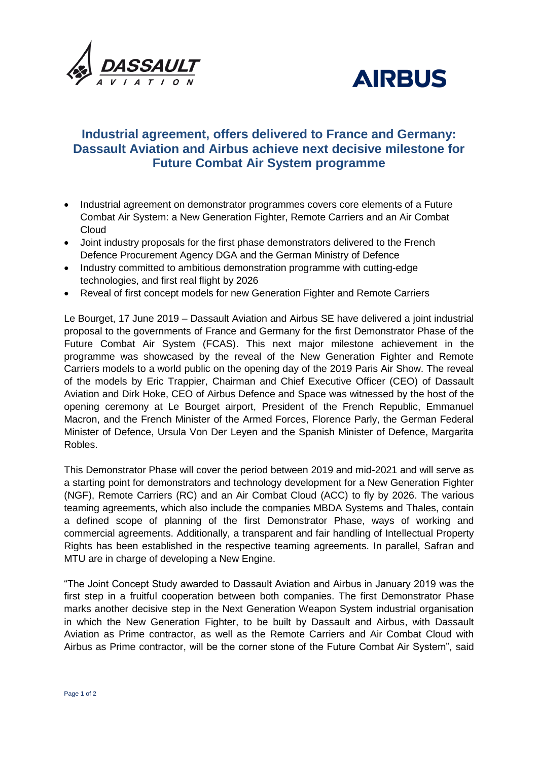# Industrial agreement, offers delivered to France and Germany: Dassault Aviation and Airbus achieve next decisive milestone for Future Combat Air System programme

- Industrial agreement on demonstrator programmes covers core elements of a Future Combat Air System: a New Generation Fighter, Remote Carriers and an Air Combat Cloud
- Joint industry proposals for the first phase demonstrators delivered to the French Defence Procurement Agency DGA and the German Ministry of Defence
- Industry committed to ambitious demonstration programme with cutting-edge technologies, and first real flight by 2026
- Reveal of first concept models for new Generation Fighter and Remote Carriers

Le Bourget, 17 June 2019 – Dassault Aviation and Airbus SE have delivered a joint industrial proposal to the governments of France and Germany for the first Demonstrator Phase of the Future Combat Air System (FCAS). This next major milestone achievement in the programme was showcased by the reveal of the New Generation Fighter and Remote Carriers models to a world public on the opening day of the 2019 Paris Air Show. The reveal of the models by Eric Trappier, Chairman and Chief Executive Officer (CEO) of Dassault Aviation and Dirk Hoke, CEO of Airbus Defence and Space was witnessed by the host of the opening ceremony at Le Bourget airport, President of the French Republic, Emmanuel Macron, and the French Minister of the Armed Forces, Florence Parly, the German Federal Minister of Defence, Ursula Von Der Leyen and the Spanish Minister of Defence, Margarita Robles.

This Demonstrator Phase will cover the period between 2019 and mid-2021 and will serve as a starting point for demonstrators and technology development for a New Generation Fighter (NGF), Remote Carriers (RC) and an Air Combat Cloud (ACC) to fly by 2026. The various teaming agreements, which also include the companies MBDA Systems and Thales, contain a defined scope of planning of the first Demonstrator Phase, ways of working and commercial agreements. Additionally, a transparent and fair handling of Intellectual Property Rights has been established in the respective teaming agreements. In parallel, Safran and MTU are in charge of developing a New Engine.

"The Joint Concept Study awarded to Dassault Aviation and Airbus in January 2019 was the first step in a fruitful cooperation between both companies. The first Demonstrator Phase marks another decisive step in the Next Generation Weapon System industrial organisation in which the New Generation Fighter, to be built by Dassault and Airbus, with Dassault Aviation as Prime contractor, as well as the Remote Carriers and Air Combat Cloud with Airbus as Prime contractor, will be the corner stone of the Future Combat Air System", said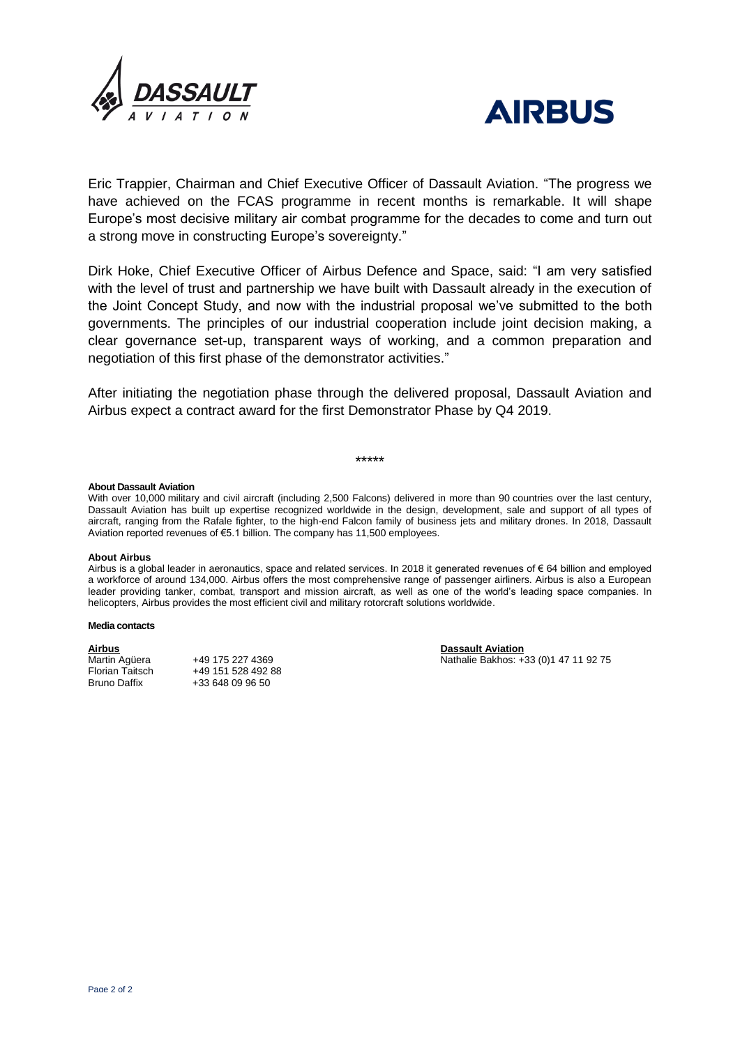Eric Trappier, Chairman and Chief Executive Officer of Dassault Aviation. "The progress we have achieved on the FCAS programme in recent months is remarkable. It will shape Europe's most decisive military air combat programme for the decades to come and turn out a strong move in constructing Europe's sovereignty."

Dirk Hoke, Chief Executive Officer of Airbus Defence and Space, said: "I am very satisfied with the level of trust and partnership we have built with Dassault already in the execution of the Joint Concept Study, and now with the industrial proposal we've submitted to the both governments. The principles of our industrial cooperation include joint decision making, a clear governance set-up, transparent ways of working, and a common preparation and negotiation of this first phase of the demonstrator activities."

After initiating the negotiation phase through the delivered proposal, Dassault Aviation and Airbus expect a contract award for the first Demonstrator Phase by Q4 2019.

\*\*\*\*\*

**About Dassault Aviation**

With over 10,000 military and civil aircraft (including 2,500 Falcons) delivered in more than 90 countries over the last century, Dassault Aviation has built up expertise recognized worldwide in the design, development, sale and support of all types of aircraft, ranging from the Rafale fighter, to the high-end Falcon family of business jets and military drones. In 2018, Dassault Aviation reported revenues of €5.1 billion. The company has 11,500 employees.

**About Airbus**

Airbus is a global leader in aeronautics, space and related services. In 2018 it generated revenues of € 64 billion and employed a workforce of around 134,000. Airbus offers the most comprehensive range of passenger airliners. Airbus is also a European leader providing tanker, combat, transport and mission aircraft, as well as one of the world's leading space companies. In helicopters, Airbus provides the most efficient civil and military rotorcraft solutions worldwide.

**Media contacts**

**Airbus**
Martin Agüera +49 175 227 4369
Florian Taitsch +49 151 528 492 88
Bruno Daffix +33 648 09 96 50

**Dassault Aviation**
Nathalie Bakhos: +33 (0)1 47 11 92 75